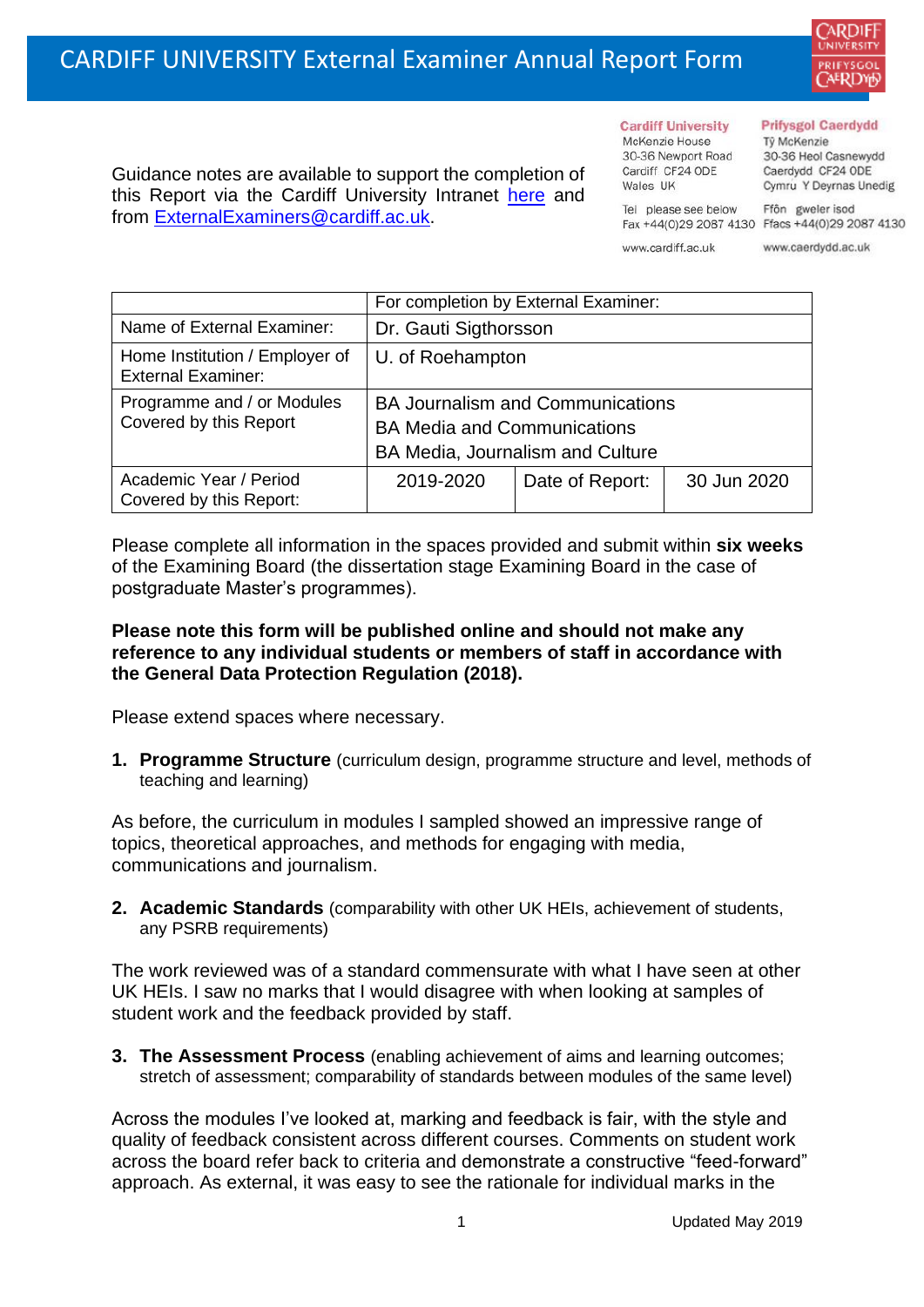# CARDIFF UNIVERSITY External Examiner Annual Report Form

Guidance notes are available to support the completion of this Report via the Cardiff University Intranet [here](#) and from ExternalExaminers@cardiff.ac.uk.

**Cardiff University**
McKenzie House
30-36 Newport Road
Cardiff CF24 0DE
Wales UK

Tel please see below
Fax +44(0)29 2087 4130

www.cardiff.ac.uk

**Prifysgol Caerdydd**
Tŷ McKenzie
30-36 Heol Casnewydd
Caerdydd CF24 0DE
Cymru Y Deyrnas Unedig

Ffôn gweler isod
Ffacs +44(0)29 2087 4130

www.caerdydd.ac.uk

| | For completion by External Examiner: | | |
|---|---|---|---|
| Name of External Examiner: | Dr. Gauti Sigthorsson | | |
| Home Institution / Employer of External Examiner: | U. of Roehampton | | |
| Programme and / or Modules Covered by this Report | BA Journalism and Communications<br>BA Media and Communications<br>BA Media, Journalism and Culture | | |
| Academic Year / Period Covered by this Report: | 2019-2020 | Date of Report: | 30 Jun 2020 |

Please complete all information in the spaces provided and submit within **six weeks** of the Examining Board (the dissertation stage Examining Board in the case of postgraduate Master's programmes).

**Please note this form will be published online and should not make any reference to any individual students or members of staff in accordance with the General Data Protection Regulation (2018).**

Please extend spaces where necessary.

1. **Programme Structure** (curriculum design, programme structure and level, methods of teaching and learning)

As before, the curriculum in modules I sampled showed an impressive range of topics, theoretical approaches, and methods for engaging with media, communications and journalism.

2. **Academic Standards** (comparability with other UK HEIs, achievement of students, any PSRB requirements)

The work reviewed was of a standard commensurate with what I have seen at other UK HEIs. I saw no marks that I would disagree with when looking at samples of student work and the feedback provided by staff.

3. **The Assessment Process** (enabling achievement of aims and learning outcomes; stretch of assessment; comparability of standards between modules of the same level)

Across the modules I've looked at, marking and feedback is fair, with the style and quality of feedback consistent across different courses. Comments on student work across the board refer back to criteria and demonstrate a constructive "feed-forward" approach. As external, it was easy to see the rationale for individual marks in the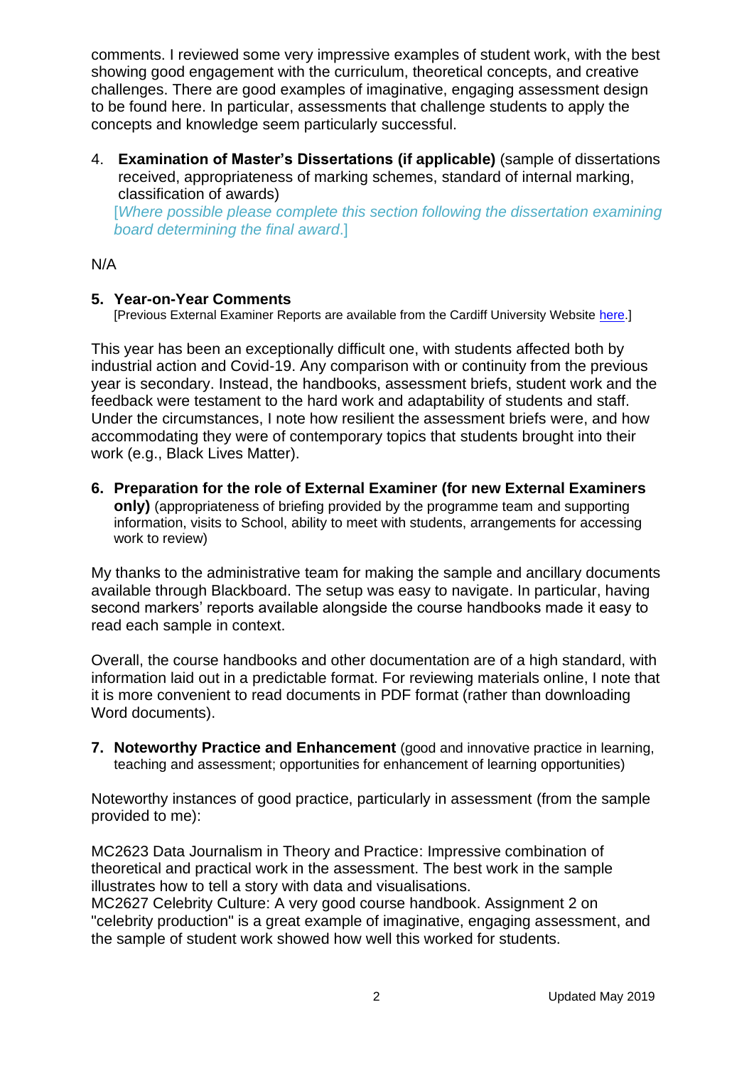comments. I reviewed some very impressive examples of student work, with the best showing good engagement with the curriculum, theoretical concepts, and creative challenges. There are good examples of imaginative, engaging assessment design to be found here. In particular, assessments that challenge students to apply the concepts and knowledge seem particularly successful.

4. **Examination of Master's Dissertations (if applicable)** (sample of dissertations received, appropriateness of marking schemes, standard of internal marking, classification of awards)
   [*Where possible please complete this section following the dissertation examining board determining the final award*.]

N/A

**5. Year-on-Year Comments**
[Previous External Examiner Reports are available from the Cardiff University Website here.]

This year has been an exceptionally difficult one, with students affected both by industrial action and Covid-19. Any comparison with or continuity from the previous year is secondary. Instead, the handbooks, assessment briefs, student work and the feedback were testament to the hard work and adaptability of students and staff. Under the circumstances, I note how resilient the assessment briefs were, and how accommodating they were of contemporary topics that students brought into their work (e.g., Black Lives Matter).

**6. Preparation for the role of External Examiner (for new External Examiners only)** (appropriateness of briefing provided by the programme team and supporting information, visits to School, ability to meet with students, arrangements for accessing work to review)

My thanks to the administrative team for making the sample and ancillary documents available through Blackboard. The setup was easy to navigate. In particular, having second markers' reports available alongside the course handbooks made it easy to read each sample in context.

Overall, the course handbooks and other documentation are of a high standard, with information laid out in a predictable format. For reviewing materials online, I note that it is more convenient to read documents in PDF format (rather than downloading Word documents).

**7. Noteworthy Practice and Enhancement** (good and innovative practice in learning, teaching and assessment; opportunities for enhancement of learning opportunities)

Noteworthy instances of good practice, particularly in assessment (from the sample provided to me):

MC2623 Data Journalism in Theory and Practice: Impressive combination of theoretical and practical work in the assessment. The best work in the sample illustrates how to tell a story with data and visualisations.
MC2627 Celebrity Culture: A very good course handbook. Assignment 2 on "celebrity production" is a great example of imaginative, engaging assessment, and the sample of student work showed how well this worked for students.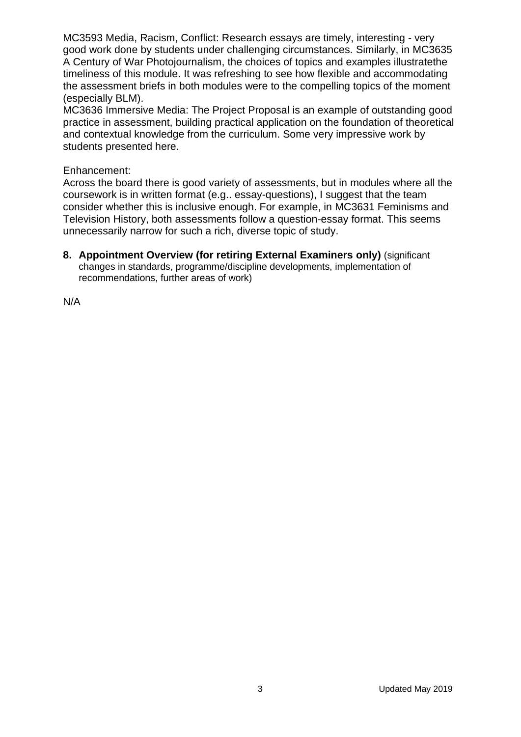MC3593 Media, Racism, Conflict: Research essays are timely, interesting - very good work done by students under challenging circumstances. Similarly, in MC3635 A Century of War Photojournalism, the choices of topics and examples illustratethe timeliness of this module. It was refreshing to see how flexible and accommodating the assessment briefs in both modules were to the compelling topics of the moment (especially BLM).

MC3636 Immersive Media: The Project Proposal is an example of outstanding good practice in assessment, building practical application on the foundation of theoretical and contextual knowledge from the curriculum. Some very impressive work by students presented here.

Enhancement:

Across the board there is good variety of assessments, but in modules where all the coursework is in written format (e.g.. essay-questions), I suggest that the team consider whether this is inclusive enough. For example, in MC3631 Feminisms and Television History, both assessments follow a question-essay format. This seems unnecessarily narrow for such a rich, diverse topic of study.

8. **Appointment Overview (for retiring External Examiners only)** (significant changes in standards, programme/discipline developments, implementation of recommendations, further areas of work)

N/A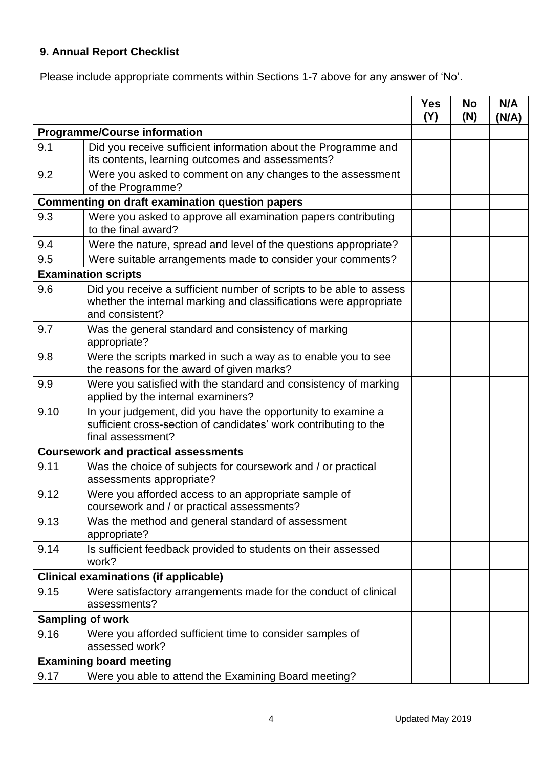## 9. Annual Report Checklist

Please include appropriate comments within Sections 1-7 above for any answer of 'No'.

| | | Yes (Y) | No (N) | N/A (N/A) |
|---|---|---|---|---|
| **Programme/Course information** | | | | |
| 9.1 | Did you receive sufficient information about the Programme and its contents, learning outcomes and assessments? | | | |
| 9.2 | Were you asked to comment on any changes to the assessment of the Programme? | | | |
| **Commenting on draft examination question papers** | | | | |
| 9.3 | Were you asked to approve all examination papers contributing to the final award? | | | |
| 9.4 | Were the nature, spread and level of the questions appropriate? | | | |
| 9.5 | Were suitable arrangements made to consider your comments? | | | |
| **Examination scripts** | | | | |
| 9.6 | Did you receive a sufficient number of scripts to be able to assess whether the internal marking and classifications were appropriate and consistent? | | | |
| 9.7 | Was the general standard and consistency of marking appropriate? | | | |
| 9.8 | Were the scripts marked in such a way as to enable you to see the reasons for the award of given marks? | | | |
| 9.9 | Were you satisfied with the standard and consistency of marking applied by the internal examiners? | | | |
| 9.10 | In your judgement, did you have the opportunity to examine a sufficient cross-section of candidates' work contributing to the final assessment? | | | |
| **Coursework and practical assessments** | | | | |
| 9.11 | Was the choice of subjects for coursework and / or practical assessments appropriate? | | | |
| 9.12 | Were you afforded access to an appropriate sample of coursework and / or practical assessments? | | | |
| 9.13 | Was the method and general standard of assessment appropriate? | | | |
| 9.14 | Is sufficient feedback provided to students on their assessed work? | | | |
| **Clinical examinations (if applicable)** | | | | |
| 9.15 | Were satisfactory arrangements made for the conduct of clinical assessments? | | | |
| **Sampling of work** | | | | |
| 9.16 | Were you afforded sufficient time to consider samples of assessed work? | | | |
| **Examining board meeting** | | | | |
| 9.17 | Were you able to attend the Examining Board meeting? | | | |

Updated May 2019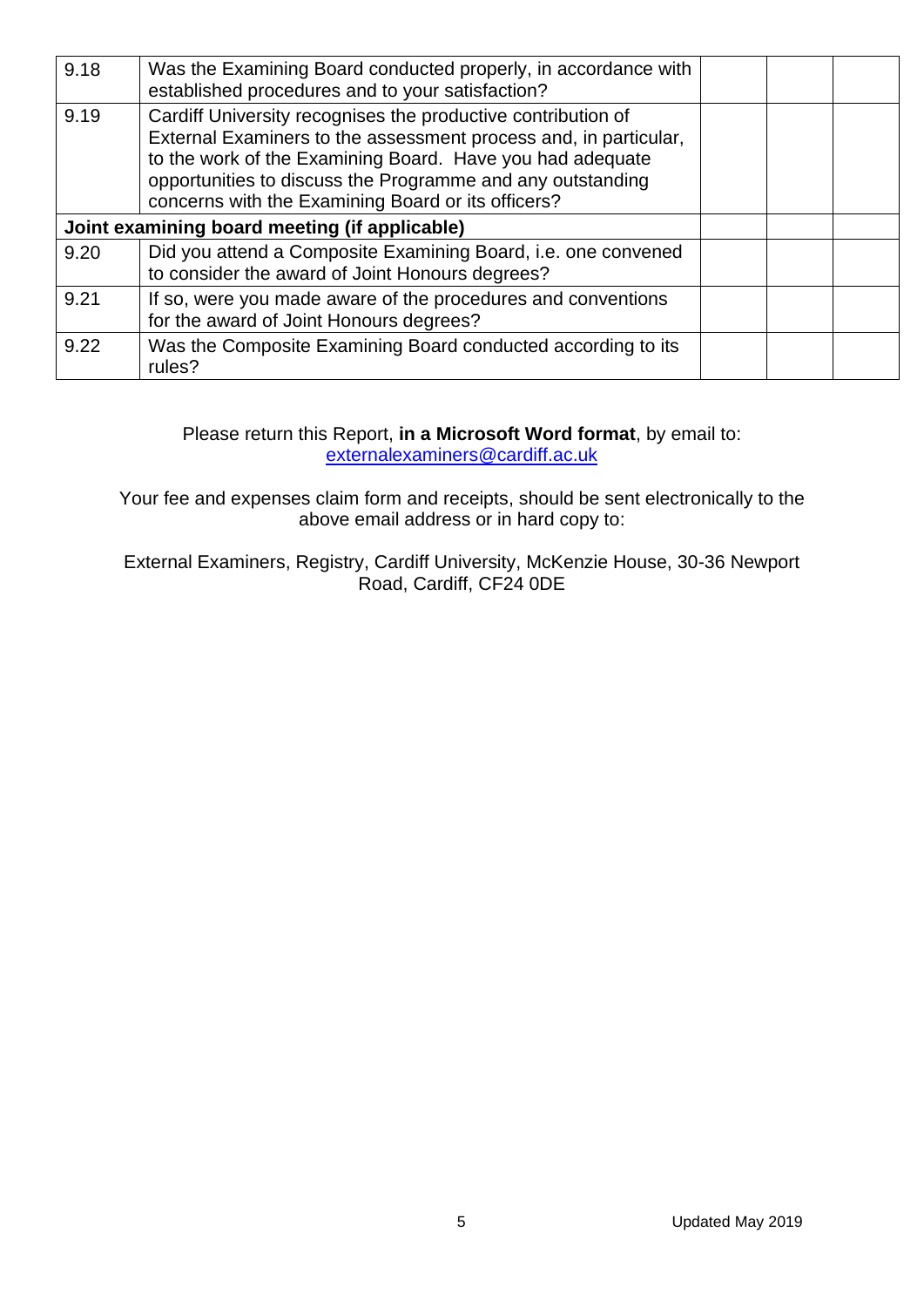| | | | | |
|---|---|---|---|---|
| 9.18 | Was the Examining Board conducted properly, in accordance with established procedures and to your satisfaction? | | | |
| 9.19 | Cardiff University recognises the productive contribution of External Examiners to the assessment process and, in particular, to the work of the Examining Board. Have you had adequate opportunities to discuss the Programme and any outstanding concerns with the Examining Board or its officers? | | | |
| **Joint examining board meeting (if applicable)** | | | | |
| 9.20 | Did you attend a Composite Examining Board, i.e. one convened to consider the award of Joint Honours degrees? | | | |
| 9.21 | If so, were you made aware of the procedures and conventions for the award of Joint Honours degrees? | | | |
| 9.22 | Was the Composite Examining Board conducted according to its rules? | | | |

Please return this Report, **in a Microsoft Word format**, by email to: externalexaminers@cardiff.ac.uk

Your fee and expenses claim form and receipts, should be sent electronically to the above email address or in hard copy to:

External Examiners, Registry, Cardiff University, McKenzie House, 30-36 Newport Road, Cardiff, CF24 0DE

Updated May 2019